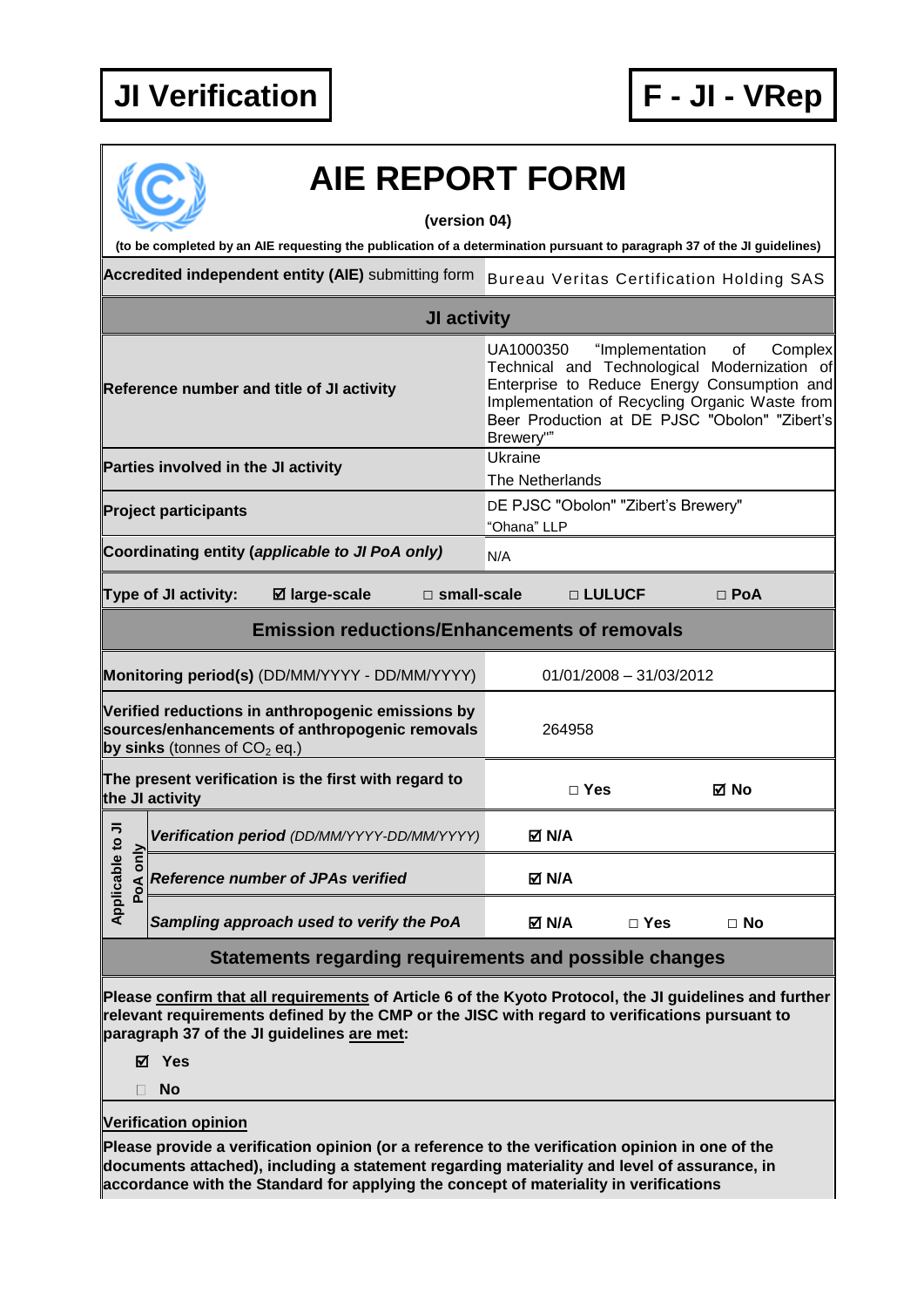**JI Verification** | **F - JI - VRep**

# AIE REPORT FORM

**(version 04)**

**(to be completed by an AIE requesting the publication of a determination pursuant to paragraph 37 of the JI guidelines)**

| **Accredited independent entity (AIE)** submitting form | Bureau Veritas Certification Holding SAS |
|---|---|
| **JI activity** | |
| **Reference number and title of JI activity** | UA1000350 "Implementation of Complex Technical and Technological Modernization of Enterprise to Reduce Energy Consumption and Implementation of Recycling Organic Waste from Beer Production at DE PJSC "Obolon" "Zibert's Brewery"" |
| **Parties involved in the JI activity** | Ukraine<br>The Netherlands |
| **Project participants** | DE PJSC "Obolon" "Zibert's Brewery"<br>"Ohana" LLP |
| **Coordinating entity (*applicable to JI PoA only*)** | N/A |

**Type of JI activity:** ☑ **large-scale** □ **small-scale** □ **LULUCF** □ **PoA**

| **Emission reductions/Enhancements of removals** | |
|---|---|
| **Monitoring period(s)** (DD/MM/YYYY - DD/MM/YYYY) | 01/01/2008 – 31/03/2012 |
| **Verified reductions in anthropogenic emissions by sources/enhancements of anthropogenic removals by sinks** (tonnes of $CO_2$ eq.) | 264958 |
| **The present verification is the first with regard to the JI activity** | □ **Yes** ☑ **No** |
| **Applicable to JI PoA only** – ***Verification period*** *(DD/MM/YYYY-DD/MM/YYYY)* | ☑ **N/A** |
| **Applicable to JI PoA only** – ***Reference number of JPAs verified*** | ☑ **N/A** |
| **Applicable to JI PoA only** – ***Sampling approach used to verify the PoA*** | ☑ **N/A** □ **Yes** □ **No** |

**Statements regarding requirements and possible changes**

**Please confirm that all requirements of Article 6 of the Kyoto Protocol, the JI guidelines and further relevant requirements defined by the CMP or the JISC with regard to verifications pursuant to paragraph 37 of the JI guidelines are met:**

☑ **Yes**

□ **No**

**Verification opinion**

**Please provide a verification opinion (or a reference to the verification opinion in one of the documents attached), including a statement regarding materiality and level of assurance, in accordance with the Standard for applying the concept of materiality in verifications**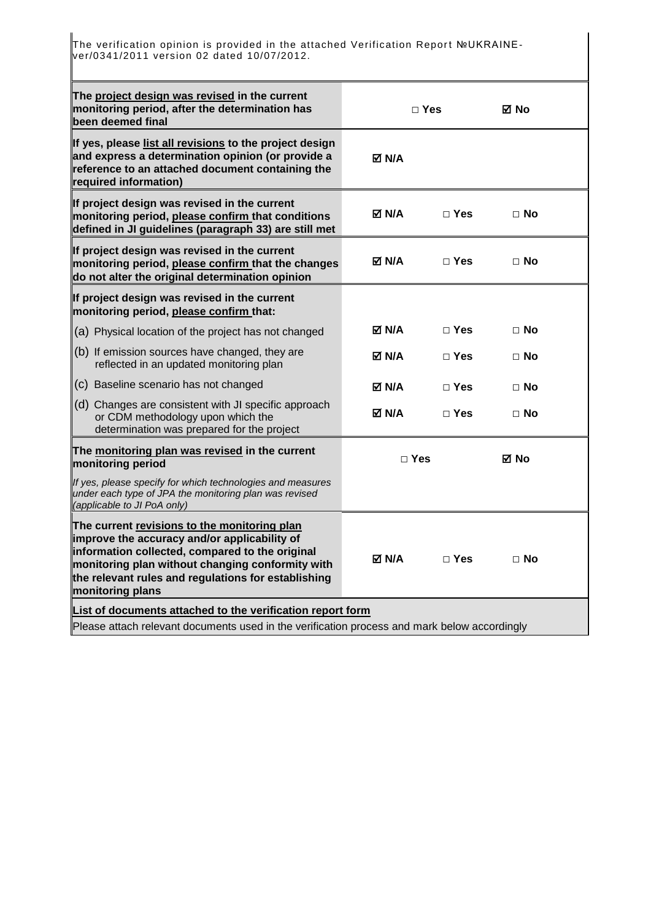The verification opinion is provided in the attached Verification Report №UKRAINE-ver/0341/2011 version 02 dated 10/07/2012.

| | | | |
|---|---|---|---|
| **The project design was revised in the current monitoring period, after the determination has been deemed final** | | □ Yes | ☑ No |
| **If yes, please list all revisions to the project design and express a determination opinion (or provide a reference to an attached document containing the required information)** | ☑ N/A | | |
| **If project design was revised in the current monitoring period, please confirm that conditions defined in JI guidelines (paragraph 33) are still met** | ☑ N/A | □ Yes | □ No |
| **If project design was revised in the current monitoring period, please confirm that the changes do not alter the original determination opinion** | ☑ N/A | □ Yes | □ No |
| **If project design was revised in the current monitoring period, please confirm that:** | | | |
| (a) Physical location of the project has not changed | ☑ N/A | □ Yes | □ No |
| (b) If emission sources have changed, they are reflected in an updated monitoring plan | ☑ N/A | □ Yes | □ No |
| (c) Baseline scenario has not changed | ☑ N/A | □ Yes | □ No |
| (d) Changes are consistent with JI specific approach or CDM methodology upon which the determination was prepared for the project | ☑ N/A | □ Yes | □ No |
| **The monitoring plan was revised in the current monitoring period** <br> *If yes, please specify for which technologies and measures under each type of JPA the monitoring plan was revised (applicable to JI PoA only)* | | □ Yes | ☑ No |
| **The current revisions to the monitoring plan improve the accuracy and/or applicability of information collected, compared to the original monitoring plan without changing conformity with the relevant rules and regulations for establishing monitoring plans** | ☑ N/A | □ Yes | □ No |

**List of documents attached to the verification report form**

Please attach relevant documents used in the verification process and mark below accordingly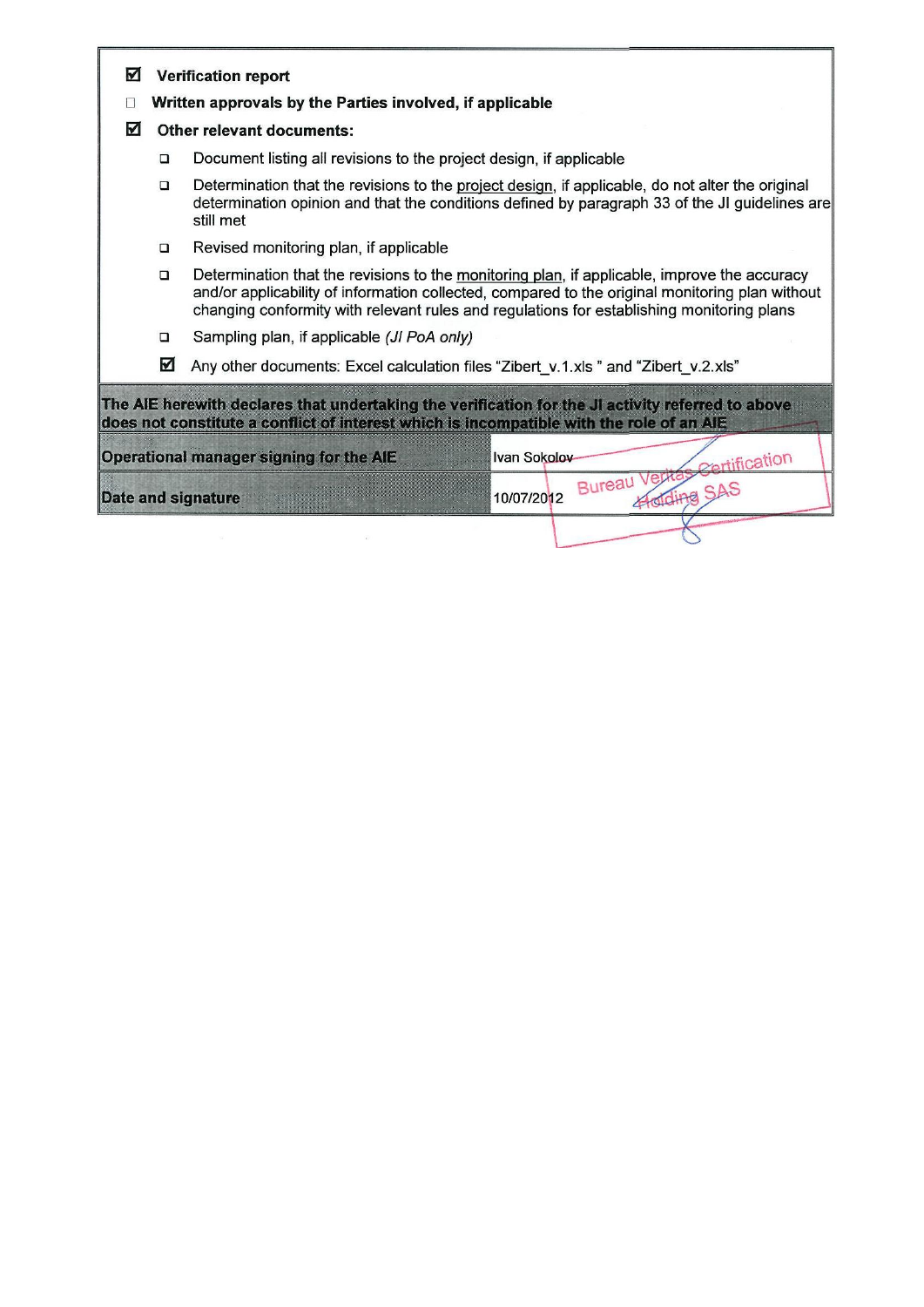- ☑ **Verification report**
- ☐ **Written approvals by the Parties involved, if applicable**
- ☑ **Other relevant documents:**
  - ☐ Document listing all revisions to the project design, if applicable
  - ☐ Determination that the revisions to the project design, if applicable, do not alter the original determination opinion and that the conditions defined by paragraph 33 of the JI guidelines are still met
  - ☐ Revised monitoring plan, if applicable
  - ☐ Determination that the revisions to the monitoring plan, if applicable, improve the accuracy and/or applicability of information collected, compared to the original monitoring plan without changing conformity with relevant rules and regulations for establishing monitoring plans
  - ☐ Sampling plan, if applicable *(JI PoA only)*
  - ☑ Any other documents: Excel calculation files "Zibert_v.1.xls " and "Zibert_v.2.xls"

| **The AIE herewith declares that undertaking the verification for the JI activity referred to above does not constitute a conflict of interest which is incompatible with the role of an AIE** | |
|---|---|
| **Operational manager signing for the AIE** | Ivan Sokolov |
| **Date and signature** | 10/07/2012 |

Bureau Veritas Certification Holding SAS